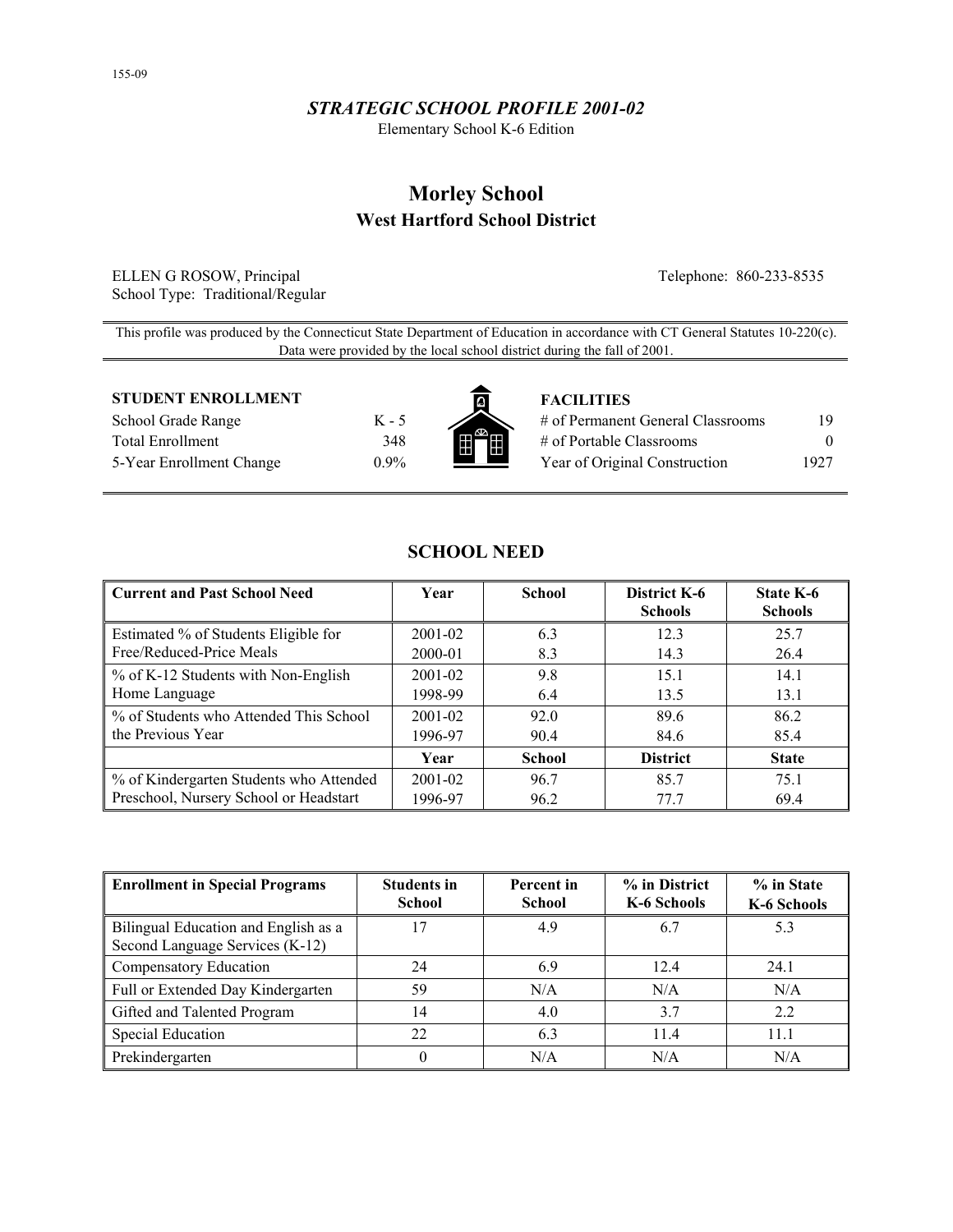155-09

### *STRATEGIC SCHOOL PROFILE 2001-02*

Elementary School K-6 Edition

# Morley School

## West Hartford School District

ELLEN G ROSOW, Principal
School Type: Traditional/Regular

Telephone: 860-233-8535

This profile was produced by the Connecticut State Department of Education in accordance with CT General Statutes 10-220(c). Data were provided by the local school district during the fall of 2001.

| **STUDENT ENROLLMENT** | |
|---|---|
| School Grade Range | K - 5 |
| Total Enrollment | 348 |
| 5-Year Enrollment Change | 0.9% |

| **FACILITIES** | |
|---|---|
| # of Permanent General Classrooms | 19 |
| # of Portable Classrooms | 0 |
| Year of Original Construction | 1927 |

## SCHOOL NEED

| Current and Past School Need | Year | School | District K-6 Schools | State K-6 Schools |
|---|---|---|---|---|
| Estimated % of Students Eligible for Free/Reduced-Price Meals | 2001-02 | 6.3 | 12.3 | 25.7 |
| | 2000-01 | 8.3 | 14.3 | 26.4 |
| % of K-12 Students with Non-English Home Language | 2001-02 | 9.8 | 15.1 | 14.1 |
| | 1998-99 | 6.4 | 13.5 | 13.1 |
| % of Students who Attended This School the Previous Year | 2001-02 | 92.0 | 89.6 | 86.2 |
| | 1996-97 | 90.4 | 84.6 | 85.4 |
| | **Year** | **School** | **District** | **State** |
| % of Kindergarten Students who Attended Preschool, Nursery School or Headstart | 2001-02 | 96.7 | 85.7 | 75.1 |
| | 1996-97 | 96.2 | 77.7 | 69.4 |

| Enrollment in Special Programs | Students in School | Percent in School | % in District K-6 Schools | % in State K-6 Schools |
|---|---|---|---|---|
| Bilingual Education and English as a Second Language Services (K-12) | 17 | 4.9 | 6.7 | 5.3 |
| Compensatory Education | 24 | 6.9 | 12.4 | 24.1 |
| Full or Extended Day Kindergarten | 59 | N/A | N/A | N/A |
| Gifted and Talented Program | 14 | 4.0 | 3.7 | 2.2 |
| Special Education | 22 | 6.3 | 11.4 | 11.1 |
| Prekindergarten | 0 | N/A | N/A | N/A |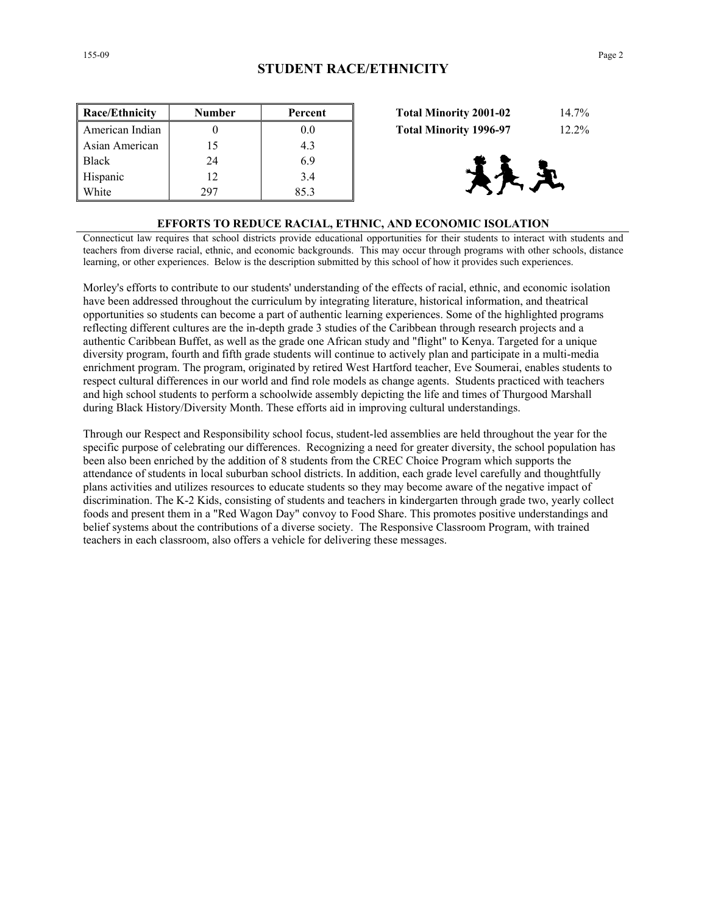## STUDENT RACE/ETHNICITY

| Race/Ethnicity | Number | Percent |
|---|---|---|
| American Indian | 0 | 0.0 |
| Asian American | 15 | 4.3 |
| Black | 24 | 6.9 |
| Hispanic | 12 | 3.4 |
| White | 297 | 85.3 |

| | |
|---|---|
| **Total Minority 2001-02** | 14.7% |
| **Total Minority 1996-97** | 12.2% |

### EFFORTS TO REDUCE RACIAL, ETHNIC, AND ECONOMIC ISOLATION

Connecticut law requires that school districts provide educational opportunities for their students to interact with students and teachers from diverse racial, ethnic, and economic backgrounds. This may occur through programs with other schools, distance learning, or other experiences. Below is the description submitted by this school of how it provides such experiences.

Morley's efforts to contribute to our students' understanding of the effects of racial, ethnic, and economic isolation have been addressed throughout the curriculum by integrating literature, historical information, and theatrical opportunities so students can become a part of authentic learning experiences. Some of the highlighted programs reflecting different cultures are the in-depth grade 3 studies of the Caribbean through research projects and a authentic Caribbean Buffet, as well as the grade one African study and "flight" to Kenya. Targeted for a unique diversity program, fourth and fifth grade students will continue to actively plan and participate in a multi-media enrichment program. The program, originated by retired West Hartford teacher, Eve Soumerai, enables students to respect cultural differences in our world and find role models as change agents. Students practiced with teachers and high school students to perform a schoolwide assembly depicting the life and times of Thurgood Marshall during Black History/Diversity Month. These efforts aid in improving cultural understandings.

Through our Respect and Responsibility school focus, student-led assemblies are held throughout the year for the specific purpose of celebrating our differences. Recognizing a need for greater diversity, the school population has been also been enriched by the addition of 8 students from the CREC Choice Program which supports the attendance of students in local suburban school districts. In addition, each grade level carefully and thoughtfully plans activities and utilizes resources to educate students so they may become aware of the negative impact of discrimination. The K-2 Kids, consisting of students and teachers in kindergarten through grade two, yearly collect foods and present them in a "Red Wagon Day" convoy to Food Share. This promotes positive understandings and belief systems about the contributions of a diverse society. The Responsive Classroom Program, with trained teachers in each classroom, also offers a vehicle for delivering these messages.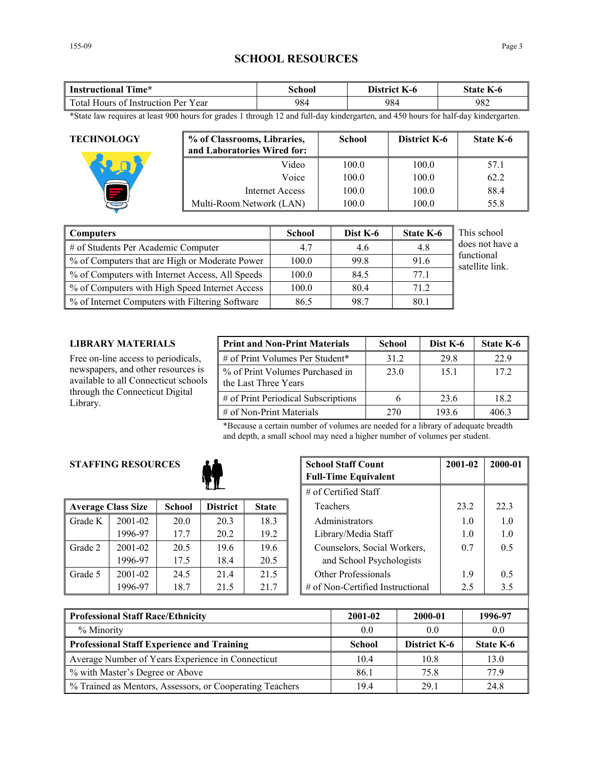## SCHOOL RESOURCES

| Instructional Time* | School | District K-6 | State K-6 |
|---|---|---|---|
| Total Hours of Instruction Per Year | 984 | 984 | 982 |

*State law requires at least 900 hours for grades 1 through 12 and full-day kindergarten, and 450 hours for half-day kindergarten.

### TECHNOLOGY

| % of Classrooms, Libraries, and Laboratories Wired for: | School | District K-6 | State K-6 |
|---|---|---|---|
| Video | 100.0 | 100.0 | 57.1 |
| Voice | 100.0 | 100.0 | 62.2 |
| Internet Access | 100.0 | 100.0 | 88.4 |
| Multi-Room Network (LAN) | 100.0 | 100.0 | 55.8 |

| Computers | School | Dist K-6 | State K-6 |
|---|---|---|---|
| # of Students Per Academic Computer | 4.7 | 4.6 | 4.8 |
| % of Computers that are High or Moderate Power | 100.0 | 99.8 | 91.6 |
| % of Computers with Internet Access, All Speeds | 100.0 | 84.5 | 77.1 |
| % of Computers with High Speed Internet Access | 100.0 | 80.4 | 71.2 |
| % of Internet Computers with Filtering Software | 86.5 | 98.7 | 80.1 |

This school does not have a functional satellite link.

### LIBRARY MATERIALS

Free on-line access to periodicals, newspapers, and other resources is available to all Connecticut schools through the Connecticut Digital Library.

| Print and Non-Print Materials | School | Dist K-6 | State K-6 |
|---|---|---|---|
| # of Print Volumes Per Student* | 31.2 | 29.8 | 22.9 |
| % of Print Volumes Purchased in the Last Three Years | 23.0 | 15.1 | 17.2 |
| # of Print Periodical Subscriptions | 6 | 23.6 | 18.2 |
| # of Non-Print Materials | 270 | 193.6 | 406.3 |

*Because a certain number of volumes are needed for a library of adequate breadth and depth, a small school may need a higher number of volumes per student.

### STAFFING RESOURCES

| Average Class Size | | School | District | State |
|---|---|---|---|---|
| Grade K | 2001-02 | 20.0 | 20.3 | 18.3 |
| | 1996-97 | 17.7 | 20.2 | 19.2 |
| Grade 2 | 2001-02 | 20.5 | 19.6 | 19.6 |
| | 1996-97 | 17.5 | 18.4 | 20.5 |
| Grade 5 | 2001-02 | 24.5 | 21.4 | 21.5 |
| | 1996-97 | 18.7 | 21.5 | 21.7 |

| School Staff Count Full-Time Equivalent | 2001-02 | 2000-01 |
|---|---|---|
| # of Certified Staff | | |
| Teachers | 23.2 | 22.3 |
| Administrators | 1.0 | 1.0 |
| Library/Media Staff | 1.0 | 1.0 |
| Counselors, Social Workers, and School Psychologists | 0.7 | 0.5 |
| Other Professionals | 1.9 | 0.5 |
| # of Non-Certified Instructional | 2.5 | 3.5 |

| Professional Staff Race/Ethnicity | 2001-02 | 2000-01 | 1996-97 |
|---|---|---|---|
| % Minority | 0.0 | 0.0 | 0.0 |
| **Professional Staff Experience and Training** | **School** | **District K-6** | **State K-6** |
| Average Number of Years Experience in Connecticut | 10.4 | 10.8 | 13.0 |
| % with Master's Degree or Above | 86.1 | 75.8 | 77.9 |
| % Trained as Mentors, Assessors, or Cooperating Teachers | 19.4 | 29.1 | 24.8 |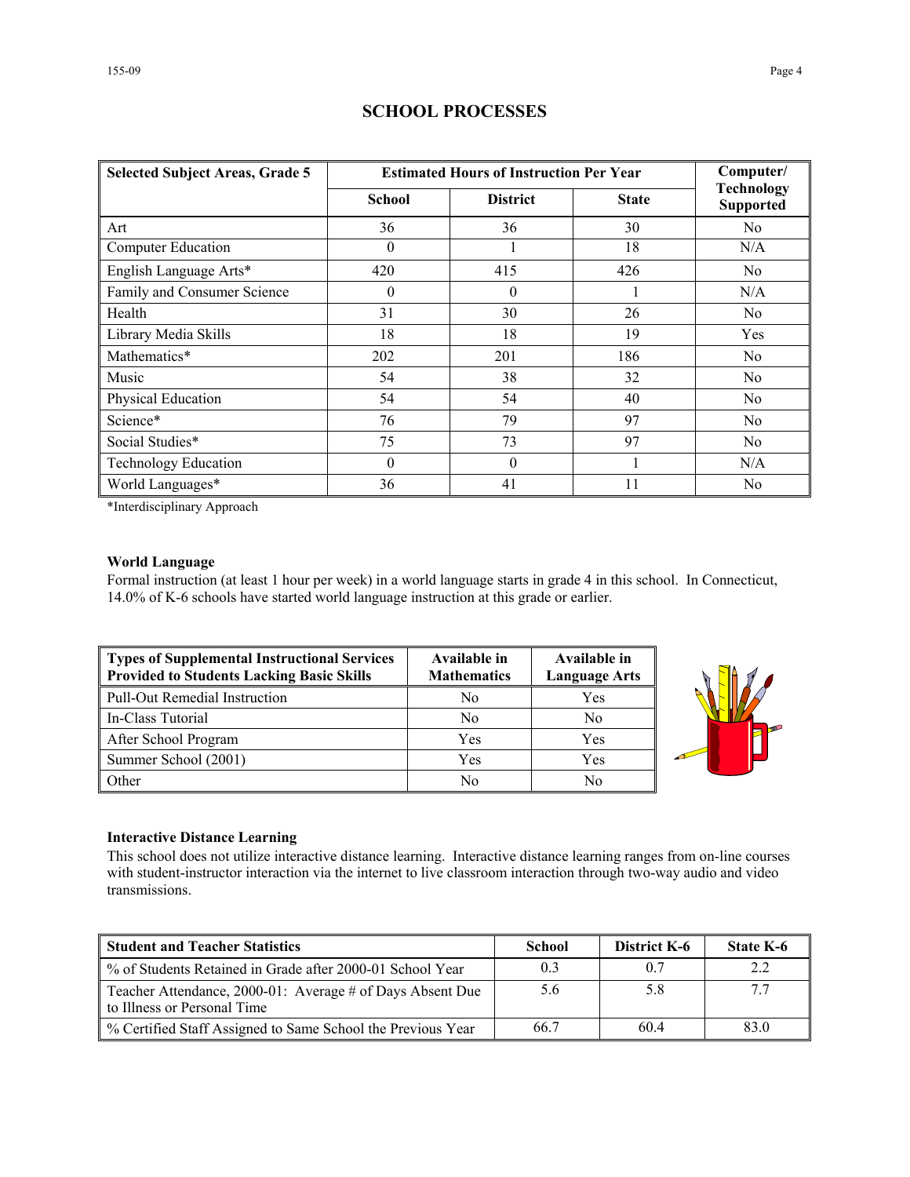# SCHOOL PROCESSES

| Selected Subject Areas, Grade 5 | Estimated Hours of Instruction Per Year | | | Computer/ Technology Supported |
|---|---|---|---|---|
| | School | District | State | |
| Art | 36 | 36 | 30 | No |
| Computer Education | 0 | 1 | 18 | N/A |
| English Language Arts* | 420 | 415 | 426 | No |
| Family and Consumer Science | 0 | 0 | 1 | N/A |
| Health | 31 | 30 | 26 | No |
| Library Media Skills | 18 | 18 | 19 | Yes |
| Mathematics* | 202 | 201 | 186 | No |
| Music | 54 | 38 | 32 | No |
| Physical Education | 54 | 54 | 40 | No |
| Science* | 76 | 79 | 97 | No |
| Social Studies* | 75 | 73 | 97 | No |
| Technology Education | 0 | 0 | 1 | N/A |
| World Languages* | 36 | 41 | 11 | No |

*Interdisciplinary Approach

**World Language**
Formal instruction (at least 1 hour per week) in a world language starts in grade 4 in this school. In Connecticut, 14.0% of K-6 schools have started world language instruction at this grade or earlier.

| Types of Supplemental Instructional Services Provided to Students Lacking Basic Skills | Available in Mathematics | Available in Language Arts |
|---|---|---|
| Pull-Out Remedial Instruction | No | Yes |
| In-Class Tutorial | No | No |
| After School Program | Yes | Yes |
| Summer School (2001) | Yes | Yes |
| Other | No | No |

**Interactive Distance Learning**
This school does not utilize interactive distance learning. Interactive distance learning ranges from on-line courses with student-instructor interaction via the internet to live classroom interaction through two-way audio and video transmissions.

| Student and Teacher Statistics | School | District K-6 | State K-6 |
|---|---|---|---|
| % of Students Retained in Grade after 2000-01 School Year | 0.3 | 0.7 | 2.2 |
| Teacher Attendance, 2000-01: Average # of Days Absent Due to Illness or Personal Time | 5.6 | 5.8 | 7.7 |
| % Certified Staff Assigned to Same School the Previous Year | 66.7 | 60.4 | 83.0 |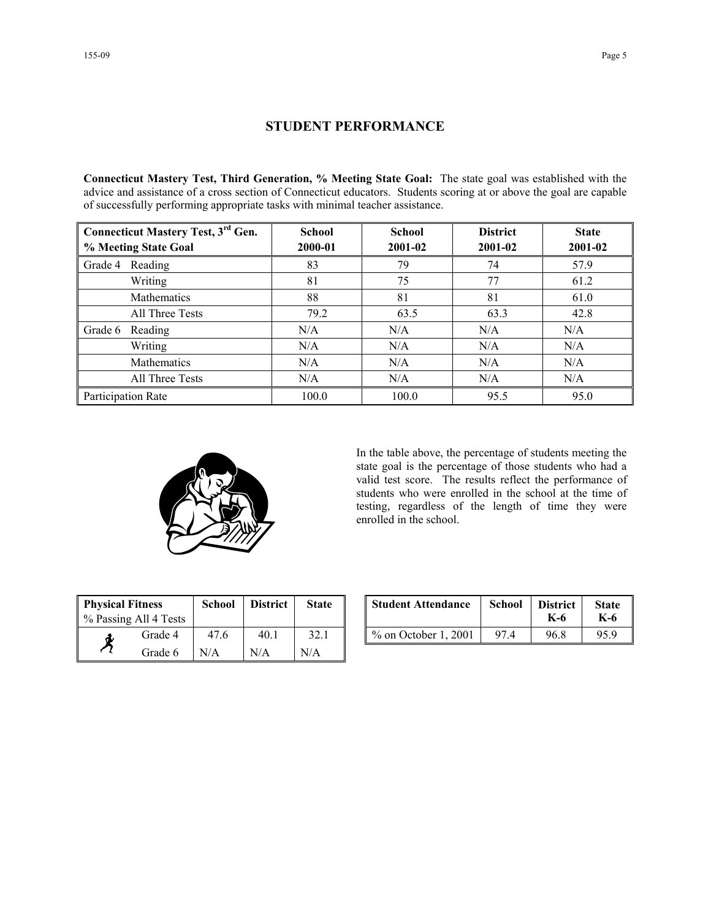## STUDENT PERFORMANCE

**Connecticut Mastery Test, Third Generation, % Meeting State Goal:** The state goal was established with the advice and assistance of a cross section of Connecticut educators. Students scoring at or above the goal are capable of successfully performing appropriate tasks with minimal teacher assistance.

| Connecticut Mastery Test, 3rd Gen. % Meeting State Goal | | School 2000-01 | School 2001-02 | District 2001-02 | State 2001-02 |
|---|---|---|---|---|---|
| Grade 4 | Reading | 83 | 79 | 74 | 57.9 |
| | Writing | 81 | 75 | 77 | 61.2 |
| | Mathematics | 88 | 81 | 81 | 61.0 |
| | All Three Tests | 79.2 | 63.5 | 63.3 | 42.8 |
| Grade 6 | Reading | N/A | N/A | N/A | N/A |
| | Writing | N/A | N/A | N/A | N/A |
| | Mathematics | N/A | N/A | N/A | N/A |
| | All Three Tests | N/A | N/A | N/A | N/A |
| Participation Rate | | 100.0 | 100.0 | 95.5 | 95.0 |

In the table above, the percentage of students meeting the state goal is the percentage of those students who had a valid test score. The results reflect the performance of students who were enrolled in the school at the time of testing, regardless of the length of time they were enrolled in the school.

| Physical Fitness % Passing All 4 Tests | School | District | State |
|---|---|---|---|
| Grade 4 | 47.6 | 40.1 | 32.1 |
| Grade 6 | N/A | N/A | N/A |

| Student Attendance | School | District K-6 | State K-6 |
|---|---|---|---|
| % on October 1, 2001 | 97.4 | 96.8 | 95.9 |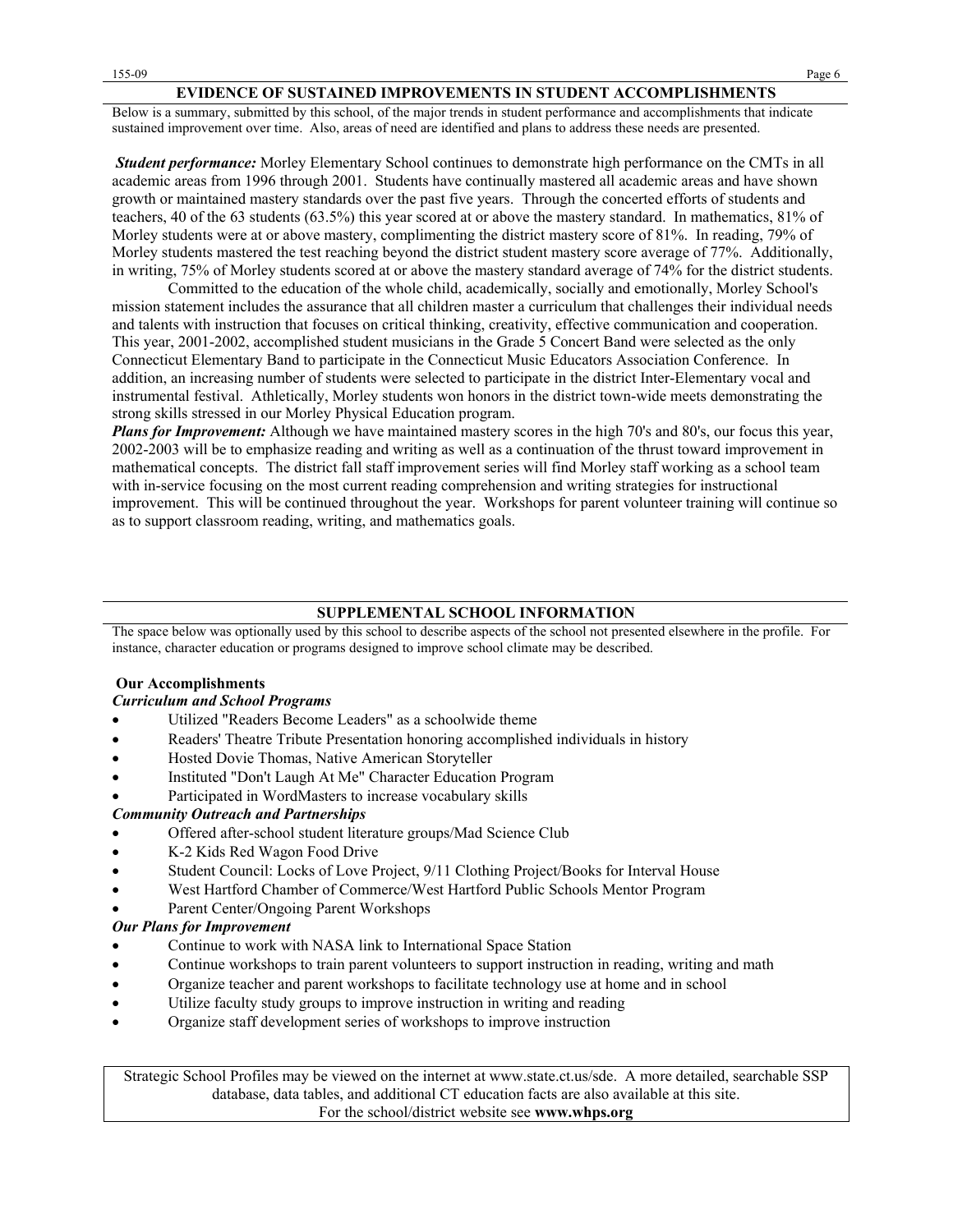## EVIDENCE OF SUSTAINED IMPROVEMENTS IN STUDENT ACCOMPLISHMENTS

Below is a summary, submitted by this school, of the major trends in student performance and accomplishments that indicate sustained improvement over time. Also, areas of need are identified and plans to address these needs are presented.

***Student performance:*** Morley Elementary School continues to demonstrate high performance on the CMTs in all academic areas from 1996 through 2001. Students have continually mastered all academic areas and have shown growth or maintained mastery standards over the past five years. Through the concerted efforts of students and teachers, 40 of the 63 students (63.5%) this year scored at or above the mastery standard. In mathematics, 81% of Morley students were at or above mastery, complimenting the district mastery score of 81%. In reading, 79% of Morley students mastered the test reaching beyond the district student mastery score average of 77%. Additionally, in writing, 75% of Morley students scored at or above the mastery standard average of 74% for the district students.

Committed to the education of the whole child, academically, socially and emotionally, Morley School's mission statement includes the assurance that all children master a curriculum that challenges their individual needs and talents with instruction that focuses on critical thinking, creativity, effective communication and cooperation. This year, 2001-2002, accomplished student musicians in the Grade 5 Concert Band were selected as the only Connecticut Elementary Band to participate in the Connecticut Music Educators Association Conference. In addition, an increasing number of students were selected to participate in the district Inter-Elementary vocal and instrumental festival. Athletically, Morley students won honors in the district town-wide meets demonstrating the strong skills stressed in our Morley Physical Education program.

***Plans for Improvement:*** Although we have maintained mastery scores in the high 70's and 80's, our focus this year, 2002-2003 will be to emphasize reading and writing as well as a continuation of the thrust toward improvement in mathematical concepts. The district fall staff improvement series will find Morley staff working as a school team with in-service focusing on the most current reading comprehension and writing strategies for instructional improvement. This will be continued throughout the year. Workshops for parent volunteer training will continue so as to support classroom reading, writing, and mathematics goals.

## SUPPLEMENTAL SCHOOL INFORMATION

The space below was optionally used by this school to describe aspects of the school not presented elsewhere in the profile. For instance, character education or programs designed to improve school climate may be described.

**Our Accomplishments**

***Curriculum and School Programs***

- Utilized "Readers Become Leaders" as a schoolwide theme
- Readers' Theatre Tribute Presentation honoring accomplished individuals in history
- Hosted Dovie Thomas, Native American Storyteller
- Instituted "Don't Laugh At Me" Character Education Program
- Participated in WordMasters to increase vocabulary skills

***Community Outreach and Partnerships***

- Offered after-school student literature groups/Mad Science Club
- K-2 Kids Red Wagon Food Drive
- Student Council: Locks of Love Project, 9/11 Clothing Project/Books for Interval House
- West Hartford Chamber of Commerce/West Hartford Public Schools Mentor Program
- Parent Center/Ongoing Parent Workshops

***Our Plans for Improvement***

- Continue to work with NASA link to International Space Station
- Continue workshops to train parent volunteers to support instruction in reading, writing and math
- Organize teacher and parent workshops to facilitate technology use at home and in school
- Utilize faculty study groups to improve instruction in writing and reading
- Organize staff development series of workshops to improve instruction

Strategic School Profiles may be viewed on the internet at www.state.ct.us/sde. A more detailed, searchable SSP database, data tables, and additional CT education facts are also available at this site.
For the school/district website see **www.whps.org**